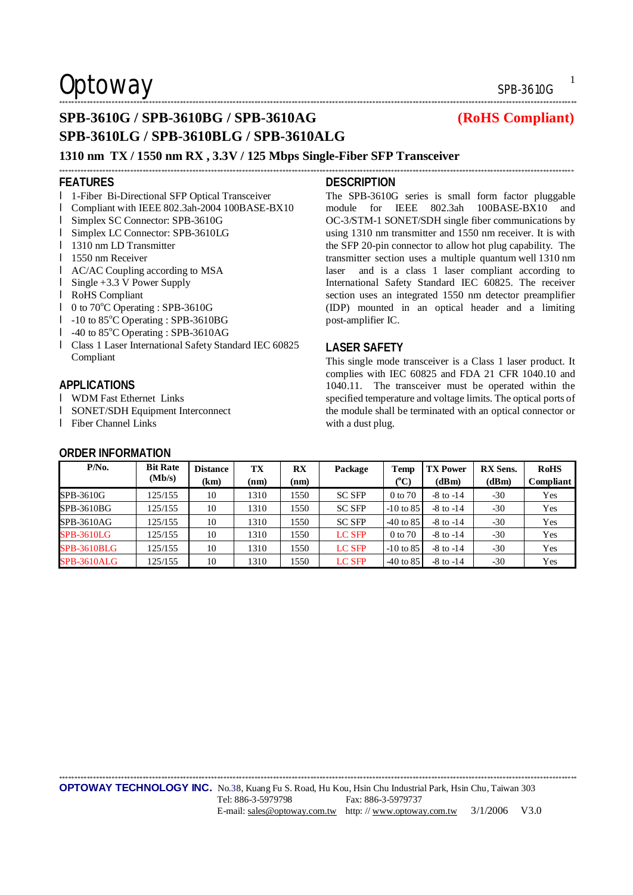Optoway

# SPB-3610G / SPB-3610BG / SPB-3610AG (RoHS Compliant)
# SPB-3610LG / SPB-3610BLG / SPB-3610ALG

## 1310 nm TX / 1550 nm RX , 3.3V / 125 Mbps Single-Fiber SFP Transceiver

## FEATURES

- 1-Fiber Bi-Directional SFP Optical Transceiver
- Compliant with IEEE 802.3ah-2004 100BASE-BX10
- Simplex SC Connector: SPB-3610G
- Simplex LC Connector: SPB-3610LG
- 1310 nm LD Transmitter
- 1550 nm Receiver
- AC/AC Coupling according to MSA
- Single +3.3 V Power Supply
- RoHS Compliant
- 0 to 70°C Operating : SPB-3610G
- -10 to 85°C Operating : SPB-3610BG
- -40 to 85°C Operating : SPB-3610AG
- Class 1 Laser International Safety Standard IEC 60825 Compliant

## APPLICATIONS

- WDM Fast Ethernet Links
- SONET/SDH Equipment Interconnect
- Fiber Channel Links

## DESCRIPTION

The SPB-3610G series is small form factor pluggable module for IEEE 802.3ah 100BASE-BX10 and OC-3/STM-1 SONET/SDH single fiber communications by using 1310 nm transmitter and 1550 nm receiver. It is with the SFP 20-pin connector to allow hot plug capability. The transmitter section uses a multiple quantum well 1310 nm laser and is a class 1 laser compliant according to International Safety Standard IEC 60825. The receiver section uses an integrated 1550 nm detector preamplifier (IDP) mounted in an optical header and a limiting post-amplifier IC.

## LASER SAFETY

This single mode transceiver is a Class 1 laser product. It complies with IEC 60825 and FDA 21 CFR 1040.10 and 1040.11. The transceiver must be operated within the specified temperature and voltage limits. The optical ports of the module shall be terminated with an optical connector or with a dust plug.

## ORDER INFORMATION

| P/No. | Bit Rate (Mb/s) | Distance (km) | TX (nm) | RX (nm) | Package | Temp (°C) | TX Power (dBm) | RX Sens. (dBm) | RoHS Compliant |
|---|---|---|---|---|---|---|---|---|---|
| SPB-3610G | 125/155 | 10 | 1310 | 1550 | SC SFP | 0 to 70 | -8 to -14 | -30 | Yes |
| SPB-3610BG | 125/155 | 10 | 1310 | 1550 | SC SFP | -10 to 85 | -8 to -14 | -30 | Yes |
| SPB-3610AG | 125/155 | 10 | 1310 | 1550 | SC SFP | -40 to 85 | -8 to -14 | -30 | Yes |
| SPB-3610LG | 125/155 | 10 | 1310 | 1550 | LC SFP | 0 to 70 | -8 to -14 | -30 | Yes |
| SPB-3610BLG | 125/155 | 10 | 1310 | 1550 | LC SFP | -10 to 85 | -8 to -14 | -30 | Yes |
| SPB-3610ALG | 125/155 | 10 | 1310 | 1550 | LC SFP | -40 to 85 | -8 to -14 | -30 | Yes |

**OPTOWAY TECHNOLOGY INC.** No.38, Kuang Fu S. Road, Hu Kou, Hsin Chu Industrial Park, Hsin Chu, Taiwan 303
Tel: 886-3-5979798 Fax: 886-3-5979737
E-mail: sales@optoway.com.tw http: // www.optoway.com.tw 3/1/2006 V3.0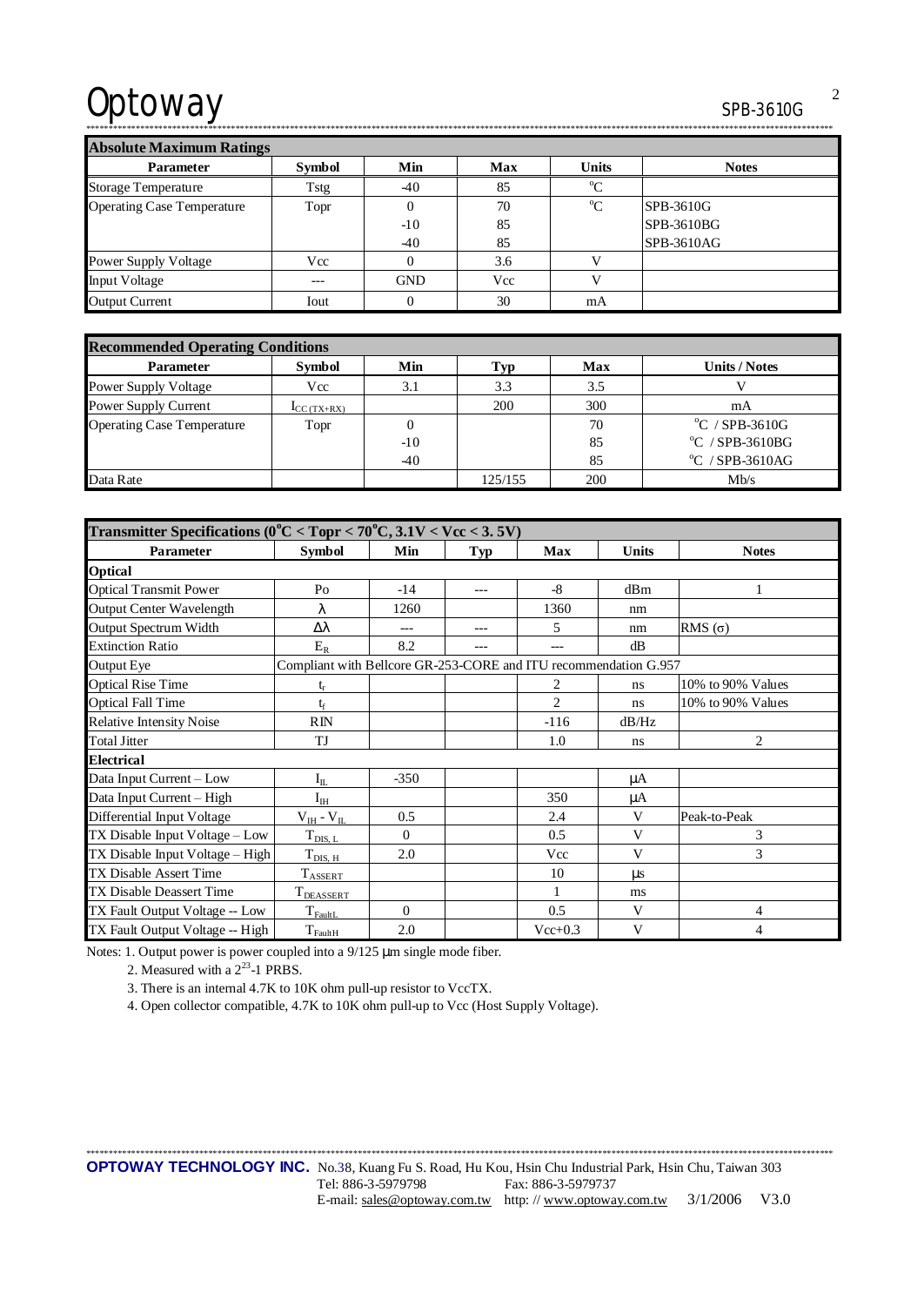| Absolute Maximum Ratings | | | | | |
|---|---|---|---|---|---|
| **Parameter** | **Symbol** | **Min** | **Max** | **Units** | **Notes** |
| Storage Temperature | Tstg | -40 | 85 | °C | |
| Operating Case Temperature | Topr | 0 | 70 | °C | SPB-3610G |
| | | -10 | 85 | | SPB-3610BG |
| | | -40 | 85 | | SPB-3610AG |
| Power Supply Voltage | Vcc | 0 | 3.6 | V | |
| Input Voltage | --- | GND | Vcc | V | |
| Output Current | Iout | 0 | 30 | mA | |

| Recommended Operating Conditions | | | | | |
|---|---|---|---|---|---|
| **Parameter** | **Symbol** | **Min** | **Typ** | **Max** | **Units / Notes** |
| Power Supply Voltage | Vcc | 3.1 | 3.3 | 3.5 | V |
| Power Supply Current | $I_{CC\,(TX+RX)}$ | | 200 | 300 | mA |
| Operating Case Temperature | Topr | 0 | | 70 | °C / SPB-3610G |
| | | -10 | | 85 | °C / SPB-3610BG |
| | | -40 | | 85 | °C / SPB-3610AG |
| Data Rate | | | 125/155 | 200 | Mb/s |

| Transmitter Specifications (0°C < Topr < 70°C, 3.1V < Vcc < 3. 5V) | | | | | | |
|---|---|---|---|---|---|---|
| **Parameter** | **Symbol** | **Min** | **Typ** | **Max** | **Units** | **Notes** |
| **Optical** | | | | | | |
| Optical Transmit Power | Po | -14 | --- | -8 | dBm | 1 |
| Output Center Wavelength | λ | 1260 | | 1360 | nm | |
| Output Spectrum Width | Δλ | --- | --- | 5 | nm | RMS (σ) |
| Extinction Ratio | $E_R$ | 8.2 | --- | --- | dB | |
| Output Eye | Compliant with Bellcore GR-253-CORE and ITU recommendation G.957 | | | | | |
| Optical Rise Time | $t_r$ | | | 2 | ns | 10% to 90% Values |
| Optical Fall Time | $t_f$ | | | 2 | ns | 10% to 90% Values |
| Relative Intensity Noise | RIN | | | -116 | dB/Hz | |
| Total Jitter | TJ | | | 1.0 | ns | 2 |
| **Electrical** | | | | | | |
| Data Input Current – Low | $I_{IL}$ | -350 | | | μA | |
| Data Input Current – High | $I_{IH}$ | | | 350 | μA | |
| Differential Input Voltage | $V_{IH}$ - $V_{IL}$ | 0.5 | | 2.4 | V | Peak-to-Peak |
| TX Disable Input Voltage – Low | $T_{DIS,\,L}$ | 0 | | 0.5 | V | 3 |
| TX Disable Input Voltage – High | $T_{DIS,\,H}$ | 2.0 | | Vcc | V | 3 |
| TX Disable Assert Time | $T_{ASSERT}$ | | | 10 | μs | |
| TX Disable Deassert Time | $T_{DEASSERT}$ | | | 1 | ms | |
| TX Fault Output Voltage -- Low | $T_{FaultL}$ | 0 | | 0.5 | V | 4 |
| TX Fault Output Voltage -- High | $T_{FaultH}$ | 2.0 | | Vcc+0.3 | V | 4 |

Notes: 1. Output power is power coupled into a 9/125 μm single mode fiber.

2. Measured with a $2^{23}$-1 PRBS.

3. There is an internal 4.7K to 10K ohm pull-up resistor to VccTX.

4. Open collector compatible, 4.7K to 10K ohm pull-up to Vcc (Host Supply Voltage).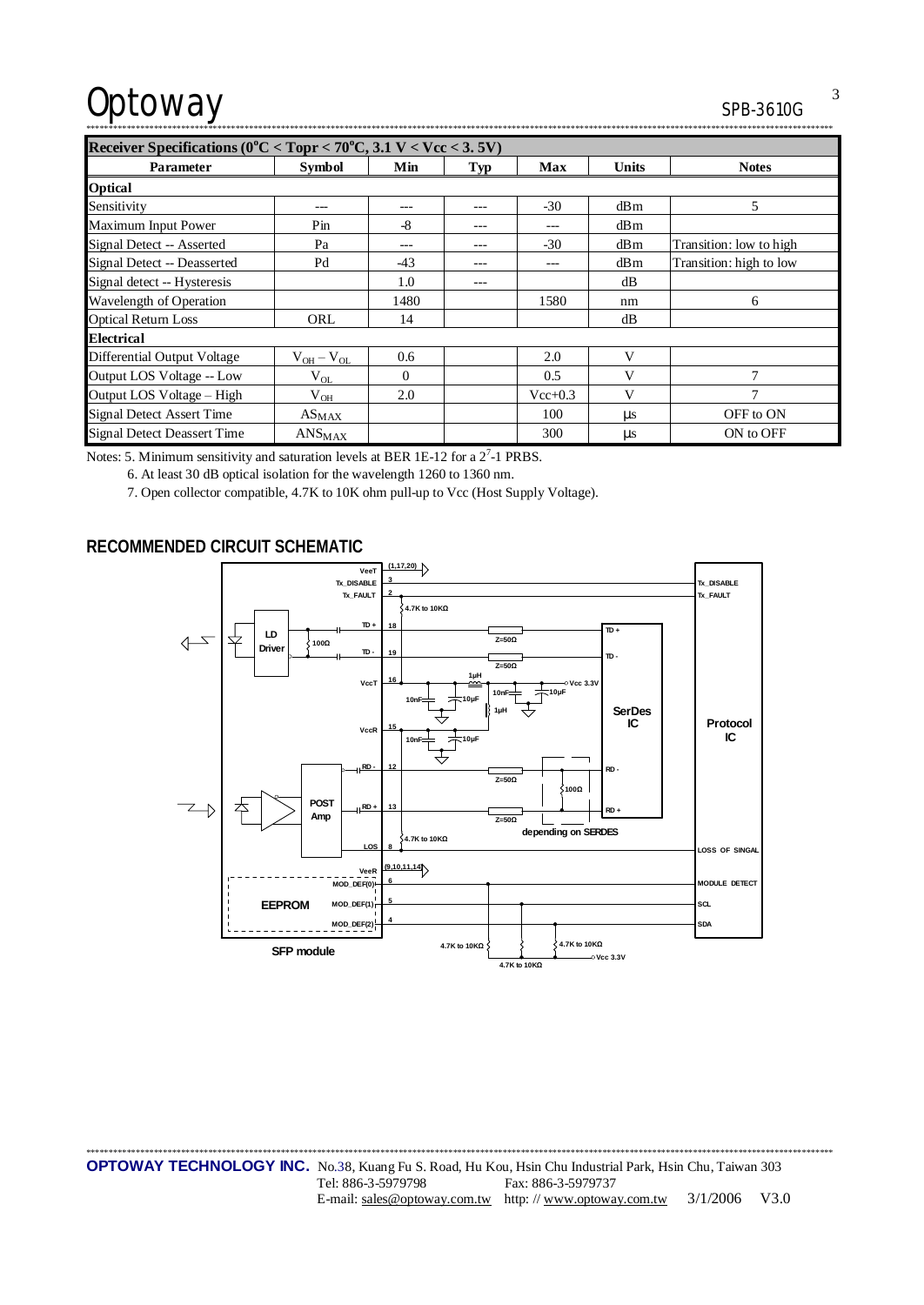| Receiver Specifications (0°C < Topr < 70°C, 3.1 V < Vcc < 3. 5V) | | | | | | |
|---|---|---|---|---|---|---|
| **Parameter** | **Symbol** | **Min** | **Typ** | **Max** | **Units** | **Notes** |
| **Optical** | | | | | | |
| Sensitivity | --- | --- | --- | -30 | dBm | 5 |
| Maximum Input Power | Pin | -8 | --- | --- | dBm | |
| Signal Detect -- Asserted | Pa | --- | --- | -30 | dBm | Transition: low to high |
| Signal Detect -- Deasserted | Pd | -43 | --- | --- | dBm | Transition: high to low |
| Signal detect -- Hysteresis | | 1.0 | --- | | dB | |
| Wavelength of Operation | | 1480 | | 1580 | nm | 6 |
| Optical Return Loss | ORL | 14 | | | dB | |
| **Electrical** | | | | | | |
| Differential Output Voltage | $V_{OH} - V_{OL}$ | 0.6 | | 2.0 | V | |
| Output LOS Voltage -- Low | $V_{OL}$ | 0 | | 0.5 | V | 7 |
| Output LOS Voltage – High | $V_{OH}$ | 2.0 | | Vcc+0.3 | V | 7 |
| Signal Detect Assert Time | $AS_{MAX}$ | | | 100 | µs | OFF to ON |
| Signal Detect Deassert Time | $ANS_{MAX}$ | | | 300 | µs | ON to OFF |

Notes: 5. Minimum sensitivity and saturation levels at BER 1E-12 for a $2^7$-1 PRBS.

6. At least 30 dB optical isolation for the wavelength 1260 to 1360 nm.

7. Open collector compatible, 4.7K to 10K ohm pull-up to Vcc (Host Supply Voltage).

## RECOMMENDED CIRCUIT SCHEMATIC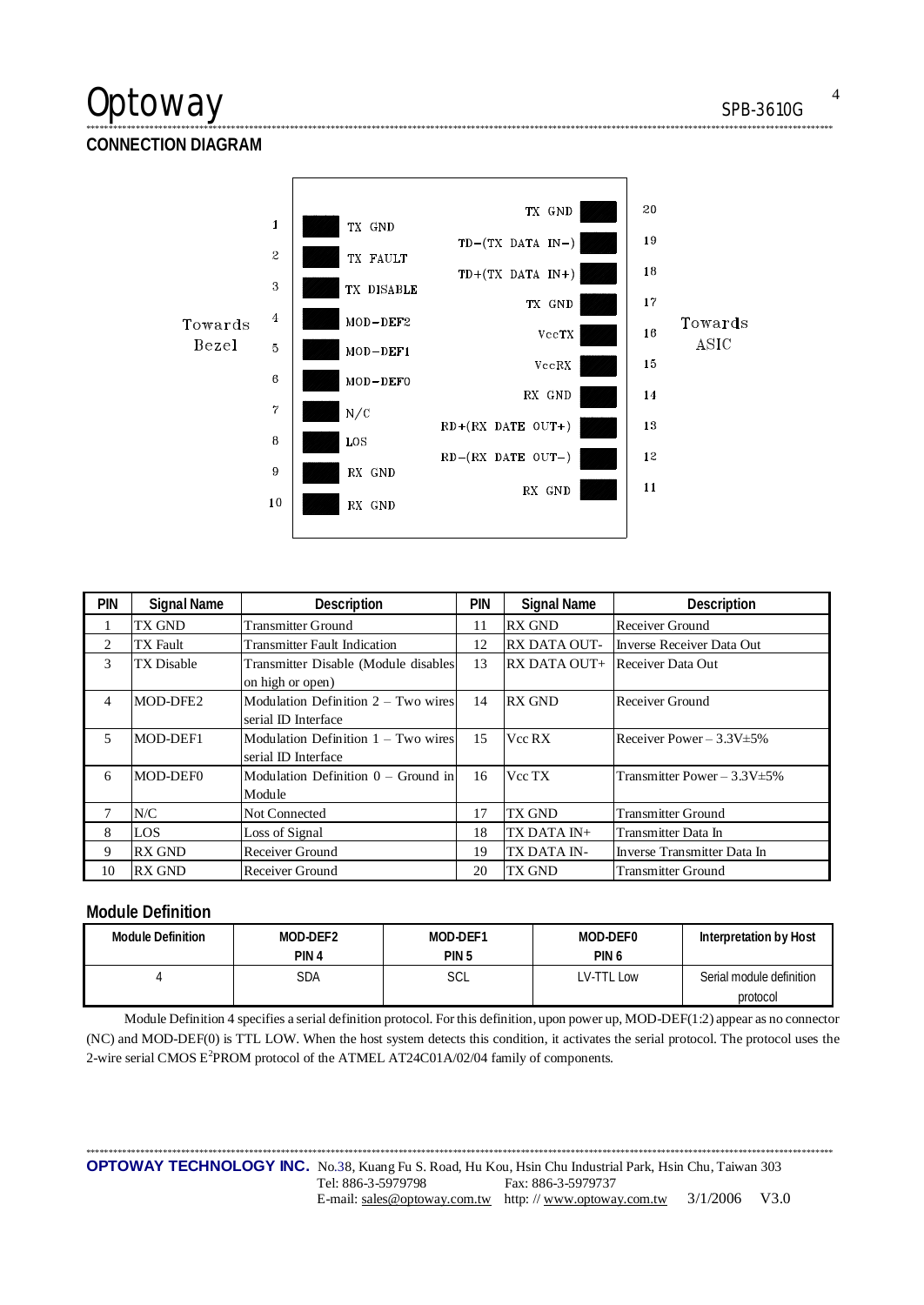## CONNECTION DIAGRAM

Towards Bezel

| PIN | Signal |  | Signal | PIN |
|---|---|---|---|---|
| 1 | TX GND |  | TX GND | 20 |
| 2 | TX FAULT |  | TD−(TX DATA IN−) | 19 |
| 3 | TX DISABLE |  | TD+(TX DATA IN+) | 18 |
| 4 | MOD−DEF2 |  | TX GND | 17 |
| 5 | MOD−DEF1 |  | VccTX | 16 |
| 6 | MOD−DEF0 |  | VccRX | 15 |
| 7 | N/C |  | RX GND | 14 |
| 8 | LOS |  | RD+(RX DATE OUT+) | 13 |
| 9 | RX GND |  | RD−(RX DATE OUT−) | 12 |
| 10 | RX GND |  | RX GND | 11 |

Towards ASIC

| PIN | Signal Name | Description | PIN | Signal Name | Description |
|---|---|---|---|---|---|
| 1 | TX GND | Transmitter Ground | 11 | RX GND | Receiver Ground |
| 2 | TX Fault | Transmitter Fault Indication | 12 | RX DATA OUT- | Inverse Receiver Data Out |
| 3 | TX Disable | Transmitter Disable (Module disables on high or open) | 13 | RX DATA OUT+ | Receiver Data Out |
| 4 | MOD-DFE2 | Modulation Definition 2 – Two wires serial ID Interface | 14 | RX GND | Receiver Ground |
| 5 | MOD-DEF1 | Modulation Definition 1 – Two wires serial ID Interface | 15 | Vcc RX | Receiver Power – 3.3V±5% |
| 6 | MOD-DEF0 | Modulation Definition 0 – Ground in Module | 16 | Vcc TX | Transmitter Power – 3.3V±5% |
| 7 | N/C | Not Connected | 17 | TX GND | Transmitter Ground |
| 8 | LOS | Loss of Signal | 18 | TX DATA IN+ | Transmitter Data In |
| 9 | RX GND | Receiver Ground | 19 | TX DATA IN- | Inverse Transmitter Data In |
| 10 | RX GND | Receiver Ground | 20 | TX GND | Transmitter Ground |

## Module Definition

| Module Definition | MOD-DEF2 PIN 4 | MOD-DEF1 PIN 5 | MOD-DEF0 PIN 6 | Interpretation by Host |
|---|---|---|---|---|
| 4 | SDA | SCL | LV-TTL Low | Serial module definition protocol |

Module Definition 4 specifies a serial definition protocol. For this definition, upon power up, MOD-DEF(1:2) appear as no connector (NC) and MOD-DEF(0) is TTL LOW. When the host system detects this condition, it activates the serial protocol. The protocol uses the 2-wire serial CMOS $E^2$PROM protocol of the ATMEL AT24C01A/02/04 family of components.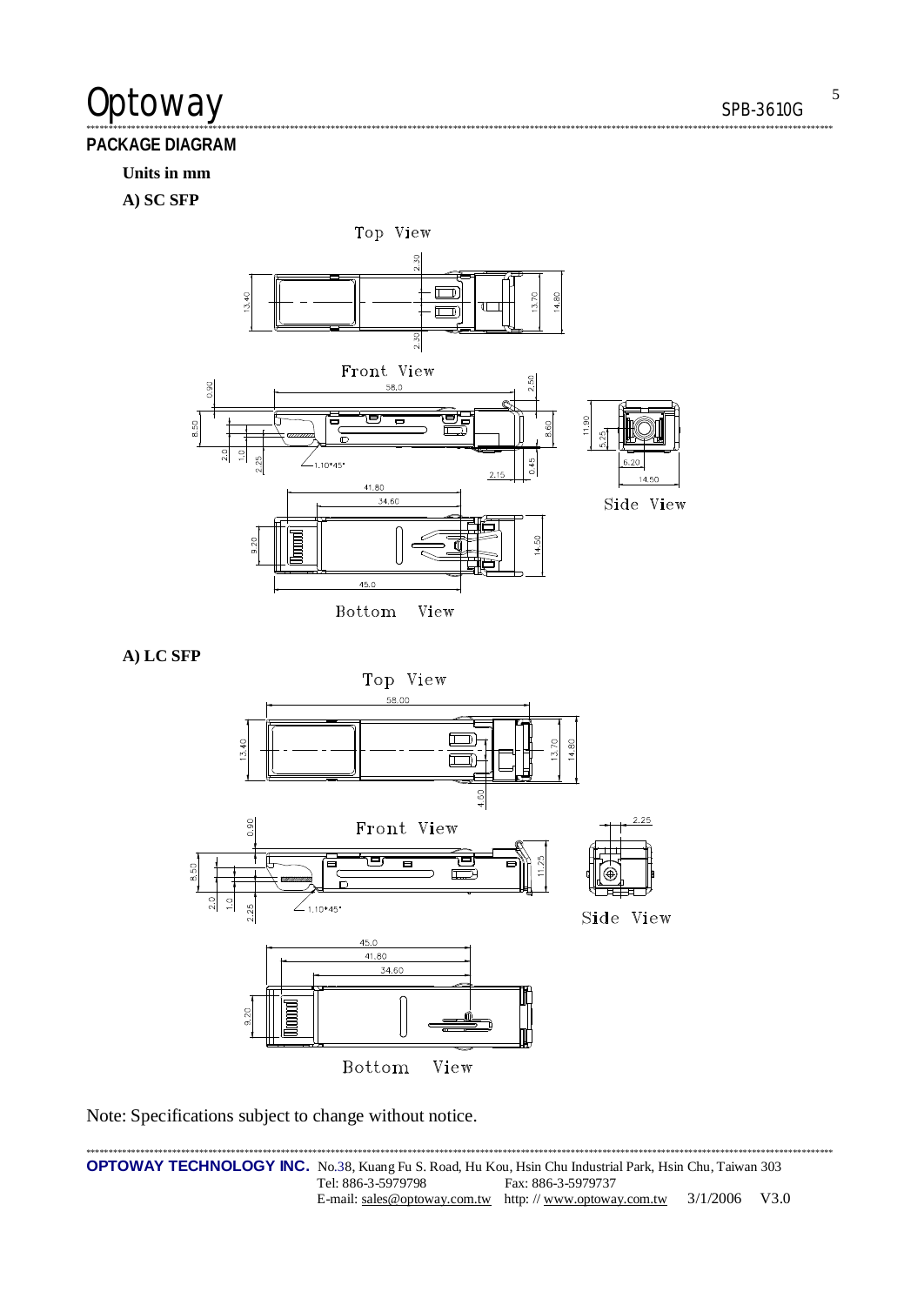## PACKAGE DIAGRAM

**Units in mm**

**A) SC SFP**

Top View

2.30

13.40

13.70

14.80

2.30

Front View

58.0

0.90

2.50

8.50

8.60

11.90

5.25

2.0

1.0

2.25

1.10*45°

2.15

0.45

6.20

14.50

Side View

41.80

34.60

9.20

14.50

45.0

Bottom View

**A) LC SFP**

Top View

58.00

13.40

13.70

14.80

4.60

Front View

0.90

2.25

8.50

11.25

2.0

1.0

2.25

1.10*45°

Side View

45.0

41.80

34.60

9.20

Bottom View

Note: Specifications subject to change without notice.